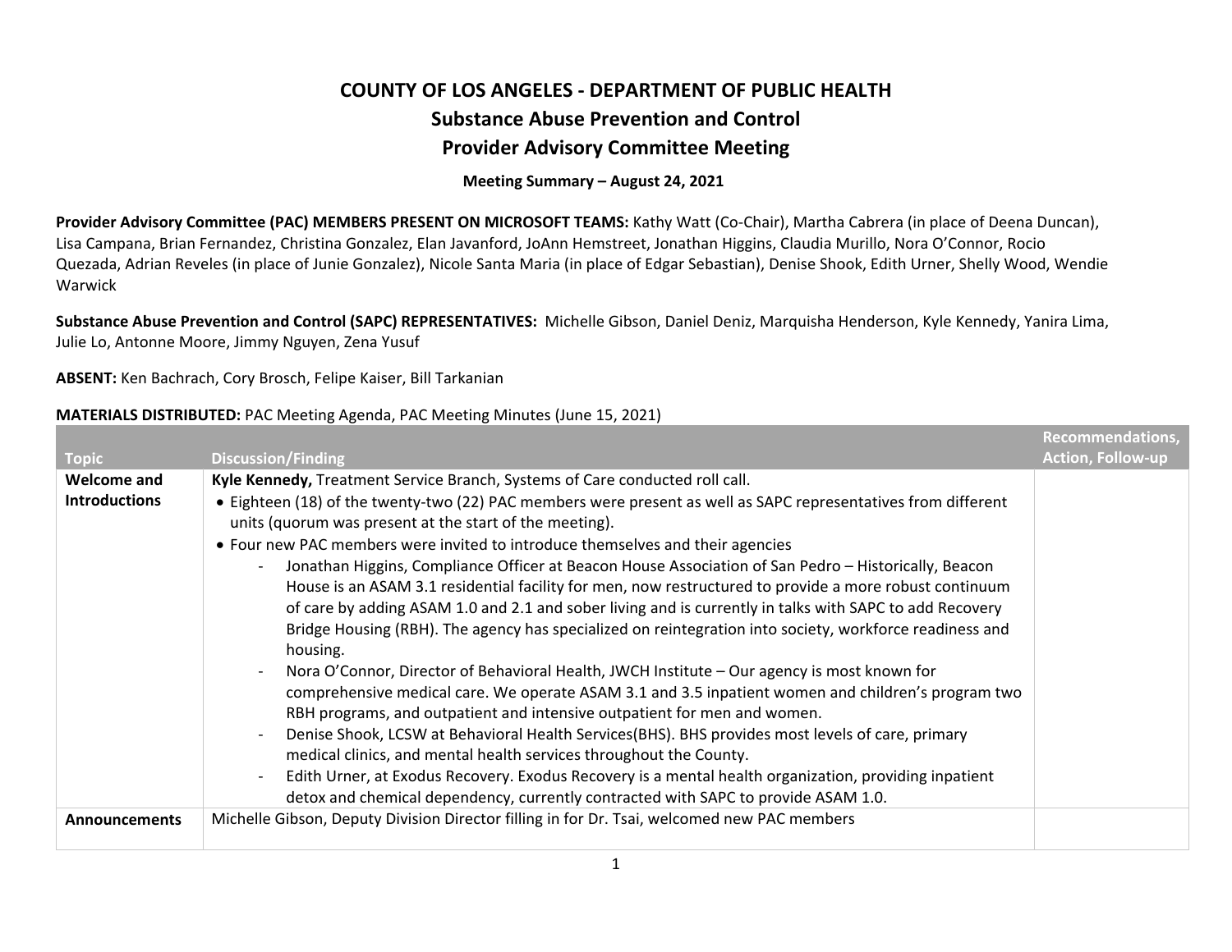# COUNTY OF LOS ANGELES - DEPARTMENT OF PUBLIC HEALTH
## Substance Abuse Prevention and Control
## Provider Advisory Committee Meeting

**Meeting Summary – August 24, 2021**

**Provider Advisory Committee (PAC) MEMBERS PRESENT ON MICROSOFT TEAMS:** Kathy Watt (Co-Chair), Martha Cabrera (in place of Deena Duncan), Lisa Campana, Brian Fernandez, Christina Gonzalez, Elan Javanford, JoAnn Hemstreet, Jonathan Higgins, Claudia Murillo, Nora O'Connor, Rocio Quezada, Adrian Reveles (in place of Junie Gonzalez), Nicole Santa Maria (in place of Edgar Sebastian), Denise Shook, Edith Urner, Shelly Wood, Wendie Warwick

**Substance Abuse Prevention and Control (SAPC) REPRESENTATIVES:** Michelle Gibson, Daniel Deniz, Marquisha Henderson, Kyle Kennedy, Yanira Lima, Julie Lo, Antonne Moore, Jimmy Nguyen, Zena Yusuf

**ABSENT:** Ken Bachrach, Cory Brosch, Felipe Kaiser, Bill Tarkanian

**MATERIALS DISTRIBUTED:** PAC Meeting Agenda, PAC Meeting Minutes (June 15, 2021)

| Topic | Discussion/Finding | Recommendations, Action, Follow-up |
|---|---|---|
| **Welcome and Introductions** | **Kyle Kennedy,** Treatment Service Branch, Systems of Care conducted roll call.<br>• Eighteen (18) of the twenty-two (22) PAC members were present as well as SAPC representatives from different units (quorum was present at the start of the meeting).<br>• Four new PAC members were invited to introduce themselves and their agencies<br>- Jonathan Higgins, Compliance Officer at Beacon House Association of San Pedro – Historically, Beacon House is an ASAM 3.1 residential facility for men, now restructured to provide a more robust continuum of care by adding ASAM 1.0 and 2.1 and sober living and is currently in talks with SAPC to add Recovery Bridge Housing (RBH). The agency has specialized on reintegration into society, workforce readiness and housing.<br>- Nora O'Connor, Director of Behavioral Health, JWCH Institute – Our agency is most known for comprehensive medical care. We operate ASAM 3.1 and 3.5 inpatient women and children's program two RBH programs, and outpatient and intensive outpatient for men and women.<br>- Denise Shook, LCSW at Behavioral Health Services(BHS). BHS provides most levels of care, primary medical clinics, and mental health services throughout the County.<br>- Edith Urner, at Exodus Recovery. Exodus Recovery is a mental health organization, providing inpatient detox and chemical dependency, currently contracted with SAPC to provide ASAM 1.0. | |
| **Announcements** | Michelle Gibson, Deputy Division Director filling in for Dr. Tsai, welcomed new PAC members | |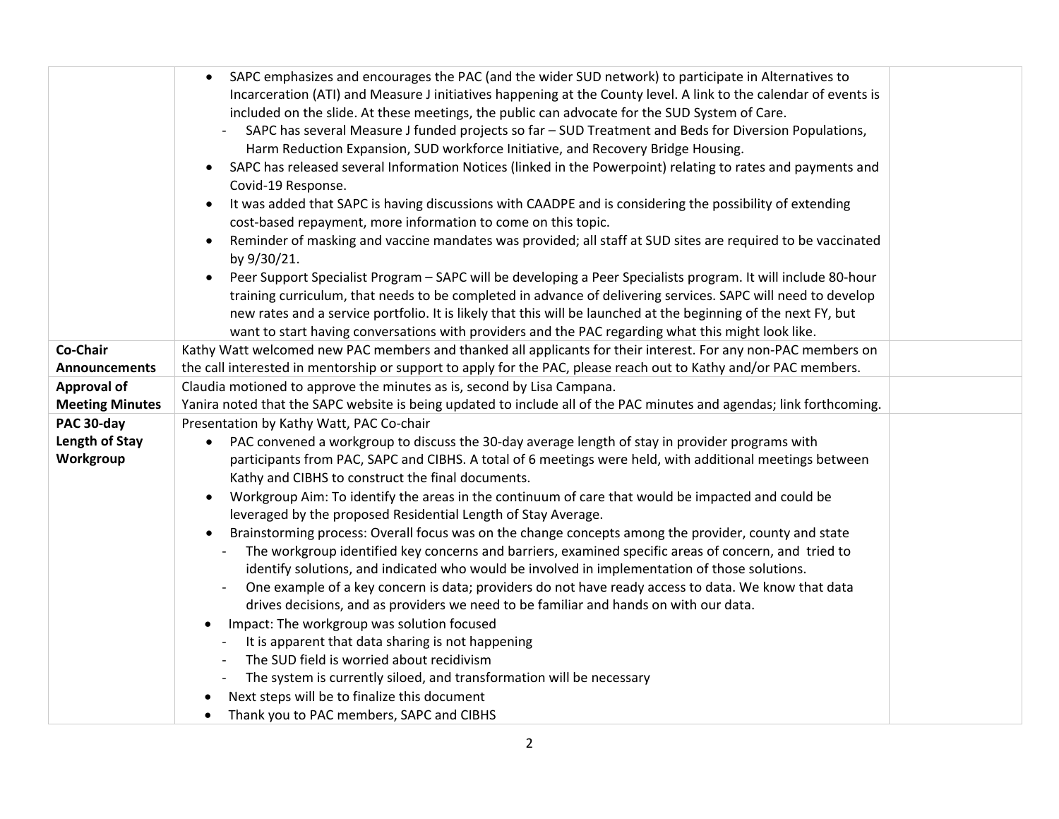| | | |
|---|---|---|
| | • SAPC emphasizes and encourages the PAC (and the wider SUD network) to participate in Alternatives to Incarceration (ATI) and Measure J initiatives happening at the County level. A link to the calendar of events is included on the slide. At these meetings, the public can advocate for the SUD System of Care.<br>  - SAPC has several Measure J funded projects so far – SUD Treatment and Beds for Diversion Populations, Harm Reduction Expansion, SUD workforce Initiative, and Recovery Bridge Housing.<br>• SAPC has released several Information Notices (linked in the Powerpoint) relating to rates and payments and Covid-19 Response.<br>• It was added that SAPC is having discussions with CAADPE and is considering the possibility of extending cost-based repayment, more information to come on this topic.<br>• Reminder of masking and vaccine mandates was provided; all staff at SUD sites are required to be vaccinated by 9/30/21.<br>• Peer Support Specialist Program – SAPC will be developing a Peer Specialists program. It will include 80-hour training curriculum, that needs to be completed in advance of delivering services. SAPC will need to develop new rates and a service portfolio. It is likely that this will be launched at the beginning of the next FY, but want to start having conversations with providers and the PAC regarding what this might look like. | |
| **Co-Chair Announcements** | Kathy Watt welcomed new PAC members and thanked all applicants for their interest. For any non-PAC members on the call interested in mentorship or support to apply for the PAC, please reach out to Kathy and/or PAC members. | |
| **Approval of Meeting Minutes** | Claudia motioned to approve the minutes as is, second by Lisa Campana.<br>Yanira noted that the SAPC website is being updated to include all of the PAC minutes and agendas; link forthcoming. | |
| **PAC 30-day Length of Stay Workgroup** | Presentation by Kathy Watt, PAC Co-chair<br>• PAC convened a workgroup to discuss the 30-day average length of stay in provider programs with participants from PAC, SAPC and CIBHS. A total of 6 meetings were held, with additional meetings between Kathy and CIBHS to construct the final documents.<br>• Workgroup Aim: To identify the areas in the continuum of care that would be impacted and could be leveraged by the proposed Residential Length of Stay Average.<br>• Brainstorming process: Overall focus was on the change concepts among the provider, county and state<br>  - The workgroup identified key concerns and barriers, examined specific areas of concern, and tried to identify solutions, and indicated who would be involved in implementation of those solutions.<br>  - One example of a key concern is data; providers do not have ready access to data. We know that data drives decisions, and as providers we need to be familiar and hands on with our data.<br>• Impact: The workgroup was solution focused<br>  - It is apparent that data sharing is not happening<br>  - The SUD field is worried about recidivism<br>  - The system is currently siloed, and transformation will be necessary<br>• Next steps will be to finalize this document<br>• Thank you to PAC members, SAPC and CIBHS | |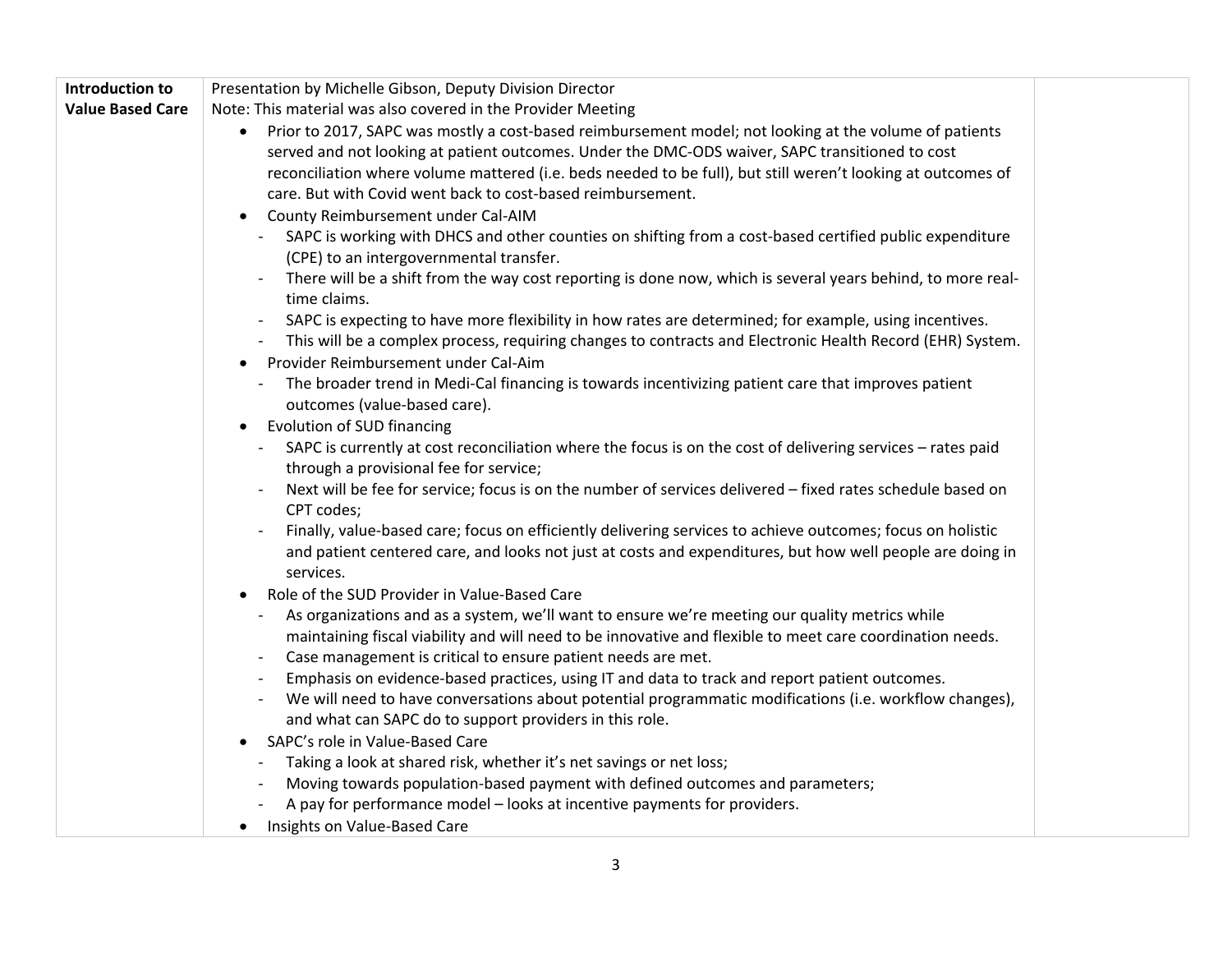| Introduction to Value Based Care | Presentation by Michelle Gibson, Deputy Division Director<br>Note: This material was also covered in the Provider Meeting<br>• Prior to 2017, SAPC was mostly a cost-based reimbursement model; not looking at the volume of patients served and not looking at patient outcomes. Under the DMC-ODS waiver, SAPC transitioned to cost reconciliation where volume mattered (i.e. beds needed to be full), but still weren't looking at outcomes of care. But with Covid went back to cost-based reimbursement.<br>• County Reimbursement under Cal-AIM<br>&nbsp;&nbsp;- SAPC is working with DHCS and other counties on shifting from a cost-based certified public expenditure (CPE) to an intergovernmental transfer.<br>&nbsp;&nbsp;- There will be a shift from the way cost reporting is done now, which is several years behind, to more real-time claims.<br>&nbsp;&nbsp;- SAPC is expecting to have more flexibility in how rates are determined; for example, using incentives.<br>&nbsp;&nbsp;- This will be a complex process, requiring changes to contracts and Electronic Health Record (EHR) System.<br>• Provider Reimbursement under Cal-Aim<br>&nbsp;&nbsp;- The broader trend in Medi-Cal financing is towards incentivizing patient care that improves patient outcomes (value-based care).<br>• Evolution of SUD financing<br>&nbsp;&nbsp;- SAPC is currently at cost reconciliation where the focus is on the cost of delivering services – rates paid through a provisional fee for service;<br>&nbsp;&nbsp;- Next will be fee for service; focus is on the number of services delivered – fixed rates schedule based on CPT codes;<br>&nbsp;&nbsp;- Finally, value-based care; focus on efficiently delivering services to achieve outcomes; focus on holistic and patient centered care, and looks not just at costs and expenditures, but how well people are doing in services.<br>• Role of the SUD Provider in Value-Based Care<br>&nbsp;&nbsp;- As organizations and as a system, we'll want to ensure we're meeting our quality metrics while maintaining fiscal viability and will need to be innovative and flexible to meet care coordination needs.<br>&nbsp;&nbsp;- Case management is critical to ensure patient needs are met.<br>&nbsp;&nbsp;- Emphasis on evidence-based practices, using IT and data to track and report patient outcomes.<br>&nbsp;&nbsp;- We will need to have conversations about potential programmatic modifications (i.e. workflow changes), and what can SAPC do to support providers in this role.<br>• SAPC's role in Value-Based Care<br>&nbsp;&nbsp;- Taking a look at shared risk, whether it's net savings or net loss;<br>&nbsp;&nbsp;- Moving towards population-based payment with defined outcomes and parameters;<br>&nbsp;&nbsp;- A pay for performance model – looks at incentive payments for providers.<br>• Insights on Value-Based Care | |
|---|---|---|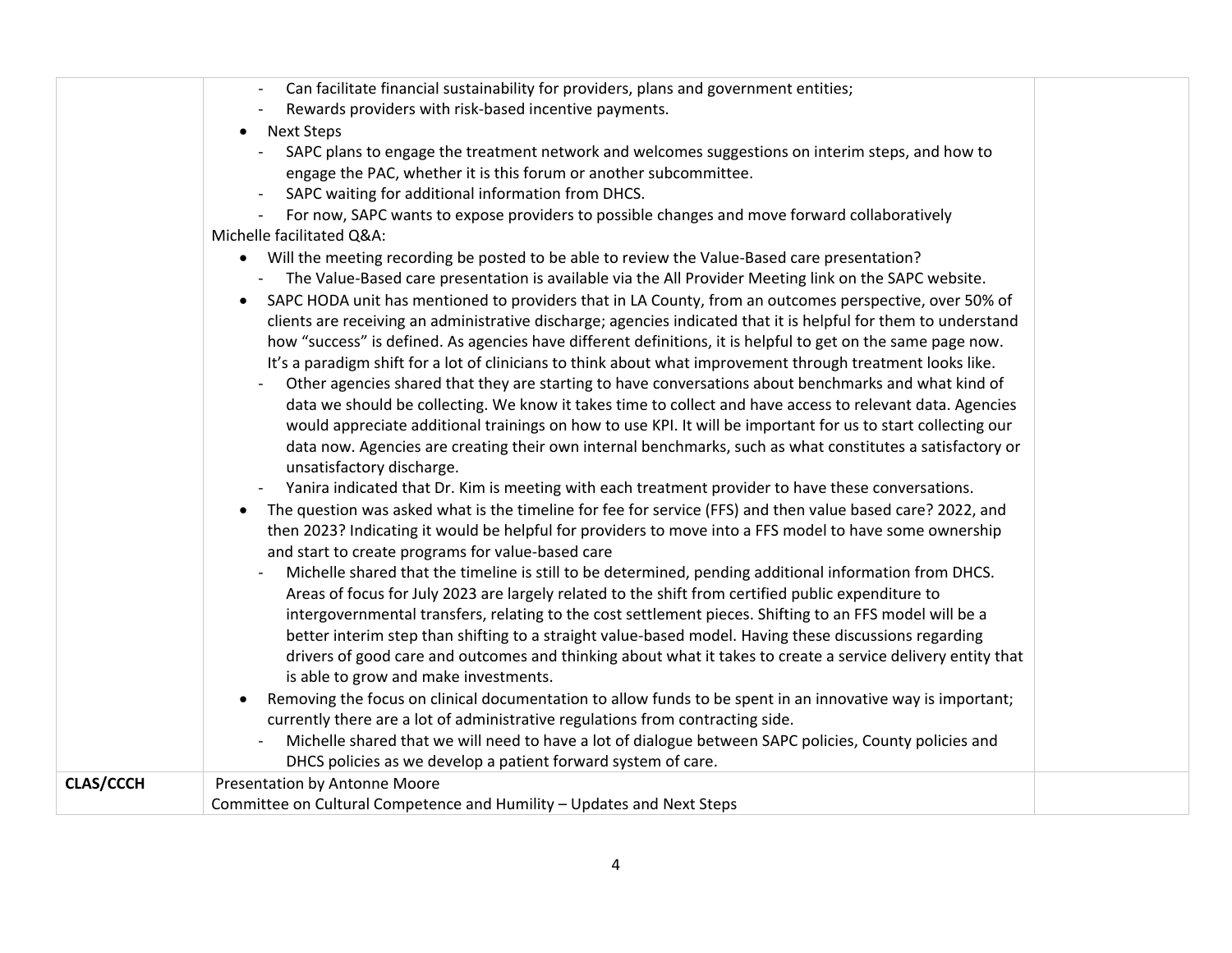| | | |
|---|---|---|
| | - Can facilitate financial sustainability for providers, plans and government entities;<br>- Rewards providers with risk-based incentive payments.<br>• Next Steps<br>- SAPC plans to engage the treatment network and welcomes suggestions on interim steps, and how to engage the PAC, whether it is this forum or another subcommittee.<br>- SAPC waiting for additional information from DHCS.<br>- For now, SAPC wants to expose providers to possible changes and move forward collaboratively<br>Michelle facilitated Q&A:<br>• Will the meeting recording be posted to be able to review the Value-Based care presentation?<br>- The Value-Based care presentation is available via the All Provider Meeting link on the SAPC website.<br>• SAPC HODA unit has mentioned to providers that in LA County, from an outcomes perspective, over 50% of clients are receiving an administrative discharge; agencies indicated that it is helpful for them to understand how "success" is defined. As agencies have different definitions, it is helpful to get on the same page now. It's a paradigm shift for a lot of clinicians to think about what improvement through treatment looks like.<br>- Other agencies shared that they are starting to have conversations about benchmarks and what kind of data we should be collecting. We know it takes time to collect and have access to relevant data. Agencies would appreciate additional trainings on how to use KPI. It will be important for us to start collecting our data now. Agencies are creating their own internal benchmarks, such as what constitutes a satisfactory or unsatisfactory discharge.<br>- Yanira indicated that Dr. Kim is meeting with each treatment provider to have these conversations.<br>• The question was asked what is the timeline for fee for service (FFS) and then value based care? 2022, and then 2023? Indicating it would be helpful for providers to move into a FFS model to have some ownership and start to create programs for value-based care<br>- Michelle shared that the timeline is still to be determined, pending additional information from DHCS. Areas of focus for July 2023 are largely related to the shift from certified public expenditure to intergovernmental transfers, relating to the cost settlement pieces. Shifting to an FFS model will be a better interim step than shifting to a straight value-based model. Having these discussions regarding drivers of good care and outcomes and thinking about what it takes to create a service delivery entity that is able to grow and make investments.<br>• Removing the focus on clinical documentation to allow funds to be spent in an innovative way is important; currently there are a lot of administrative regulations from contracting side.<br>- Michelle shared that we will need to have a lot of dialogue between SAPC policies, County policies and DHCS policies as we develop a patient forward system of care. | |
| **CLAS/CCCH** | Presentation by Antonne Moore<br>Committee on Cultural Competence and Humility – Updates and Next Steps | |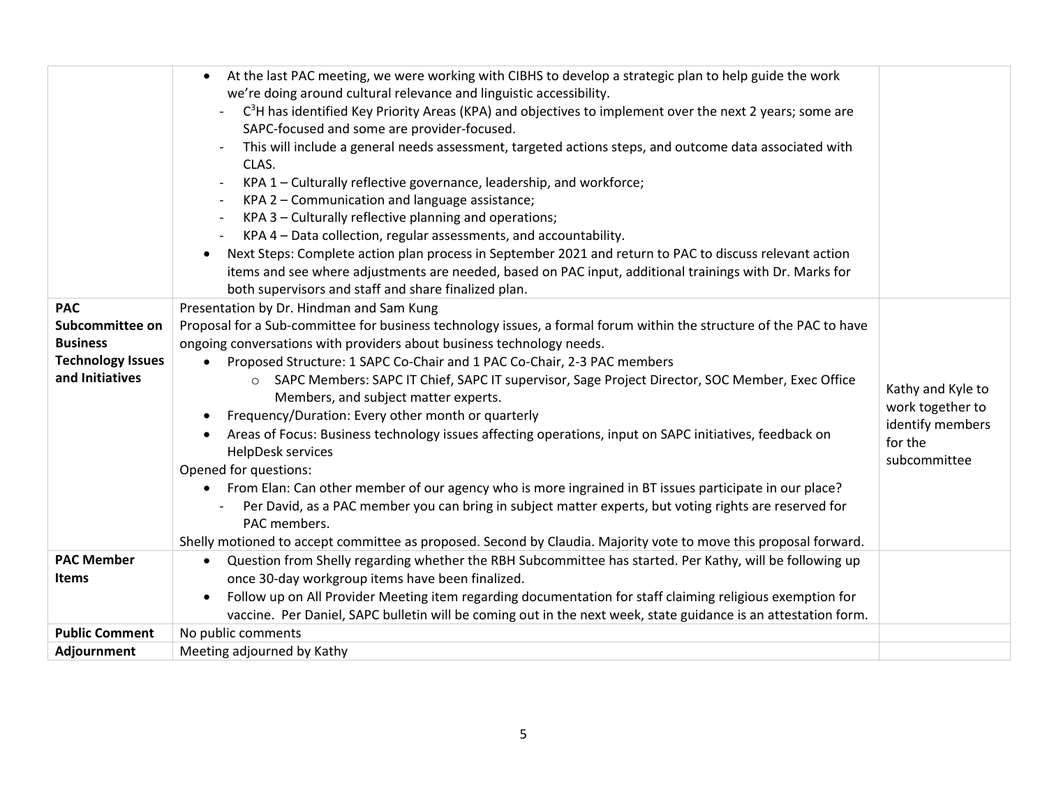| | | |
|---|---|---|
| | • At the last PAC meeting, we were working with CIBHS to develop a strategic plan to help guide the work we're doing around cultural relevance and linguistic accessibility.<br>- $C^3H$ has identified Key Priority Areas (KPA) and objectives to implement over the next 2 years; some are SAPC-focused and some are provider-focused.<br>- This will include a general needs assessment, targeted actions steps, and outcome data associated with CLAS.<br>- KPA 1 – Culturally reflective governance, leadership, and workforce;<br>- KPA 2 – Communication and language assistance;<br>- KPA 3 – Culturally reflective planning and operations;<br>- KPA 4 – Data collection, regular assessments, and accountability.<br>• Next Steps: Complete action plan process in September 2021 and return to PAC to discuss relevant action items and see where adjustments are needed, based on PAC input, additional trainings with Dr. Marks for both supervisors and staff and share finalized plan. | |
| **PAC Subcommittee on Business Technology Issues and Initiatives** | Presentation by Dr. Hindman and Sam Kung<br>Proposal for a Sub-committee for business technology issues, a formal forum within the structure of the PAC to have ongoing conversations with providers about business technology needs.<br>• Proposed Structure: 1 SAPC Co-Chair and 1 PAC Co-Chair, 2-3 PAC members<br>  ○ SAPC Members: SAPC IT Chief, SAPC IT supervisor, Sage Project Director, SOC Member, Exec Office Members, and subject matter experts.<br>• Frequency/Duration: Every other month or quarterly<br>• Areas of Focus: Business technology issues affecting operations, input on SAPC initiatives, feedback on HelpDesk services<br>Opened for questions:<br>• From Elan: Can other member of our agency who is more ingrained in BT issues participate in our place?<br>- Per David, as a PAC member you can bring in subject matter experts, but voting rights are reserved for PAC members.<br>Shelly motioned to accept committee as proposed. Second by Claudia. Majority vote to move this proposal forward. | Kathy and Kyle to work together to identify members for the subcommittee |
| **PAC Member Items** | • Question from Shelly regarding whether the RBH Subcommittee has started. Per Kathy, will be following up once 30-day workgroup items have been finalized.<br>• Follow up on All Provider Meeting item regarding documentation for staff claiming religious exemption for vaccine. Per Daniel, SAPC bulletin will be coming out in the next week, state guidance is an attestation form. | |
| **Public Comment** | No public comments | |
| **Adjournment** | Meeting adjourned by Kathy | |